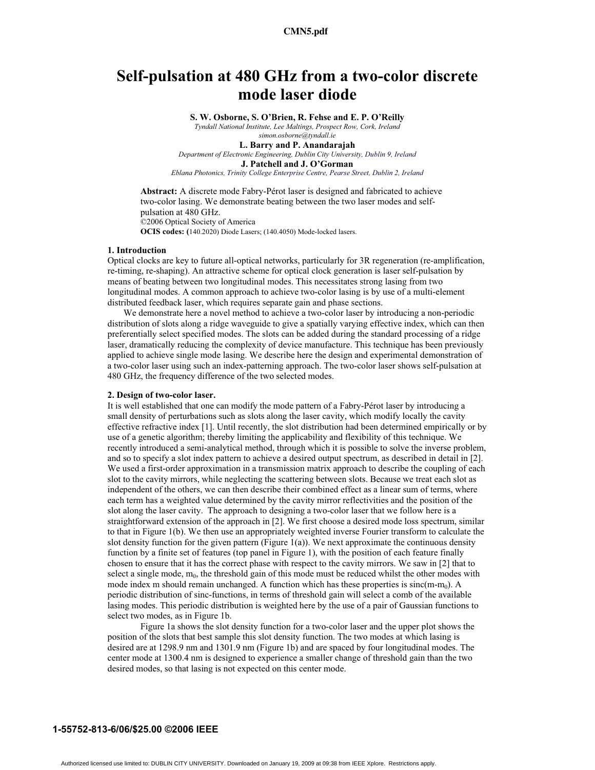# Self-pulsation at 480 GHz from a two-color discrete mode laser diode

**S. W. Osborne, S. O'Brien, R. Fehse and E. P. O'Reilly**
*Tyndall National Institute, Lee Maltings, Prospect Row, Cork, Ireland*
*simon.osborne@tyndall.ie*

**L. Barry and P. Anandarajah**
*Department of Electronic Engineering, Dublin City University, Dublin 9, Ireland*

**J. Patchell and J. O'Gorman**
*Eblana Photonics, Trinity College Enterprise Centre, Pearse Street, Dublin 2, Ireland*

**Abstract:** A discrete mode Fabry-Pérot laser is designed and fabricated to achieve two-color lasing. We demonstrate beating between the two laser modes and self-pulsation at 480 GHz.
©2006 Optical Society of America
**OCIS codes: (**140.2020) Diode Lasers; (140.4050) Mode-locked lasers.

## 1. Introduction

Optical clocks are key to future all-optical networks, particularly for 3R regeneration (re-amplification, re-timing, re-shaping). An attractive scheme for optical clock generation is laser self-pulsation by means of beating between two longitudinal modes. This necessitates strong lasing from two longitudinal modes. A common approach to achieve two-color lasing is by use of a multi-element distributed feedback laser, which requires separate gain and phase sections.

We demonstrate here a novel method to achieve a two-color laser by introducing a non-periodic distribution of slots along a ridge waveguide to give a spatially varying effective index, which can then preferentially select specified modes. The slots can be added during the standard processing of a ridge laser, dramatically reducing the complexity of device manufacture. This technique has been previously applied to achieve single mode lasing. We describe here the design and experimental demonstration of a two-color laser using such an index-patterning approach. The two-color laser shows self-pulsation at 480 GHz, the frequency difference of the two selected modes.

## 2. Design of two-color laser.

It is well established that one can modify the mode pattern of a Fabry-Pérot laser by introducing a small density of perturbations such as slots along the laser cavity, which modify locally the cavity effective refractive index [1]. Until recently, the slot distribution had been determined empirically or by use of a genetic algorithm; thereby limiting the applicability and flexibility of this technique. We recently introduced a semi-analytical method, through which it is possible to solve the inverse problem, and so to specify a slot index pattern to achieve a desired output spectrum, as described in detail in [2]. We used a first-order approximation in a transmission matrix approach to describe the coupling of each slot to the cavity mirrors, while neglecting the scattering between slots. Because we treat each slot as independent of the others, we can then describe their combined effect as a linear sum of terms, where each term has a weighted value determined by the cavity mirror reflectivities and the position of the slot along the laser cavity. The approach to designing a two-color laser that we follow here is a straightforward extension of the approach in [2]. We first choose a desired mode loss spectrum, similar to that in Figure 1(b). We then use an appropriately weighted inverse Fourier transform to calculate the slot density function for the given pattern (Figure 1(a)). We next approximate the continuous density function by a finite set of features (top panel in Figure 1), with the position of each feature finally chosen to ensure that it has the correct phase with respect to the cavity mirrors. We saw in [2] that to select a single mode, $m_0$, the threshold gain of this mode must be reduced whilst the other modes with mode index m should remain unchanged. A function which has these properties is $\mathrm{sinc}(m-m_0)$. A periodic distribution of sinc-functions, in terms of threshold gain will select a comb of the available lasing modes. This periodic distribution is weighted here by the use of a pair of Gaussian functions to select two modes, as in Figure 1b.

Figure 1a shows the slot density function for a two-color laser and the upper plot shows the position of the slots that best sample this slot density function. The two modes at which lasing is desired are at 1298.9 nm and 1301.9 nm (Figure 1b) and are spaced by four longitudinal modes. The center mode at 1300.4 nm is designed to experience a smaller change of threshold gain than the two desired modes, so that lasing is not expected on this center mode.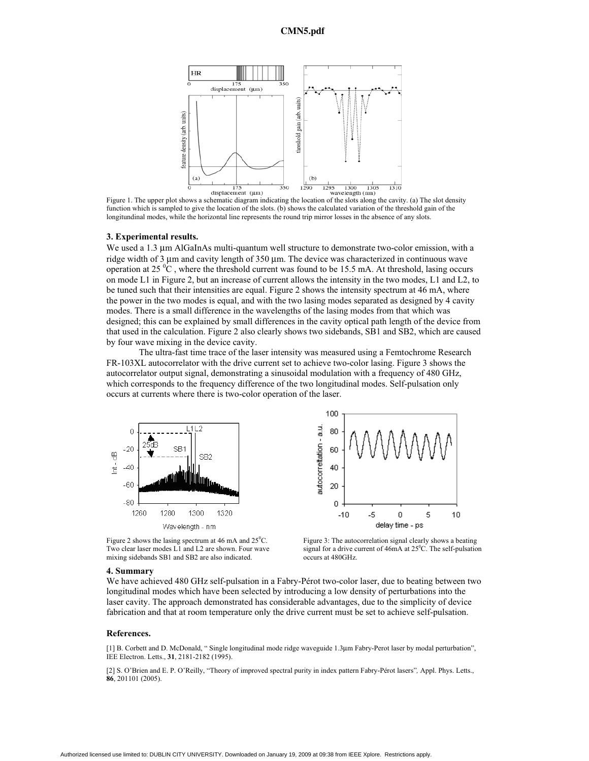HR

0 175 350

displacement (μm)

feature density (arb. units)

(a)

0 175 350

displacement (μm)

threshold gain (arb. units)

(b)

1290 1295 1300 1305 1310

wavelength (nm)

Figure 1. The upper plot shows a schematic diagram indicating the location of the slots along the cavity. (a) The slot density function which is sampled to give the location of the slots. (b) shows the calculated variation of the threshold gain of the longitudinal modes, while the horizontal line represents the round trip mirror losses in the absence of any slots.

### 3. Experimental results.

We used a 1.3 μm AlGaInAs multi-quantum well structure to demonstrate two-color emission, with a ridge width of 3 μm and cavity length of 350 μm. The device was characterized in continuous wave operation at 25 $^{0}$C , where the threshold current was found to be 15.5 mA. At threshold, lasing occurs on mode L1 in Figure 2, but an increase of current allows the intensity in the two modes, L1 and L2, to be tuned such that their intensities are equal. Figure 2 shows the intensity spectrum at 46 mA, where the power in the two modes is equal, and with the two lasing modes separated as designed by 4 cavity modes. There is a small difference in the wavelengths of the lasing modes from that which was designed; this can be explained by small differences in the cavity optical path length of the device from that used in the calculation. Figure 2 also clearly shows two sidebands, SB1 and SB2, which are caused by four wave mixing in the device cavity.

The ultra-fast time trace of the laser intensity was measured using a Femtochrome Research FR-103XL autocorrelator with the drive current set to achieve two-color lasing. Figure 3 shows the autocorrelator output signal, demonstrating a sinusoidal modulation with a frequency of 480 GHz, which corresponds to the frequency difference of the two longitudinal modes. Self-pulsation only occurs at currents where there is two-color operation of the laser.

L1 L2

25dB

SB1

SB2

Int - dB

0

-20

-40

-60

-80

1260 1280 1300 1320

Wavelength - nm

Figure 2 shows the lasing spectrum at 46 mA and 25$^{0}$C. Two clear laser modes L1 and L2 are shown. Four wave mixing sidebands SB1 and SB2 are also indicated.

autocorrelation - a.u.

100

80

60

40

20

0

-10 -5 0 5 10

delay time - ps

Figure 3: The autocorrelation signal clearly shows a beating signal for a drive current of 46mA at 25$^{0}$C. The self-pulsation occurs at 480GHz.

### 4. Summary

We have achieved 480 GHz self-pulsation in a Fabry-Pérot two-color laser, due to beating between two longitudinal modes which have been selected by introducing a low density of perturbations into the laser cavity. The approach demonstrated has considerable advantages, due to the simplicity of device fabrication and that at room temperature only the drive current must be set to achieve self-pulsation.

### References.

[1] B. Corbett and D. McDonald, " Single longitudinal mode ridge waveguide 1.3μm Fabry-Perot laser by modal perturbation", IEE Electron. Letts., **31**, 2181-2182 (1995).

[2] S. O'Brien and E. P. O'Reilly, "Theory of improved spectral purity in index pattern Fabry-Pérot lasers", Appl. Phys. Letts., **86**, 201101 (2005).